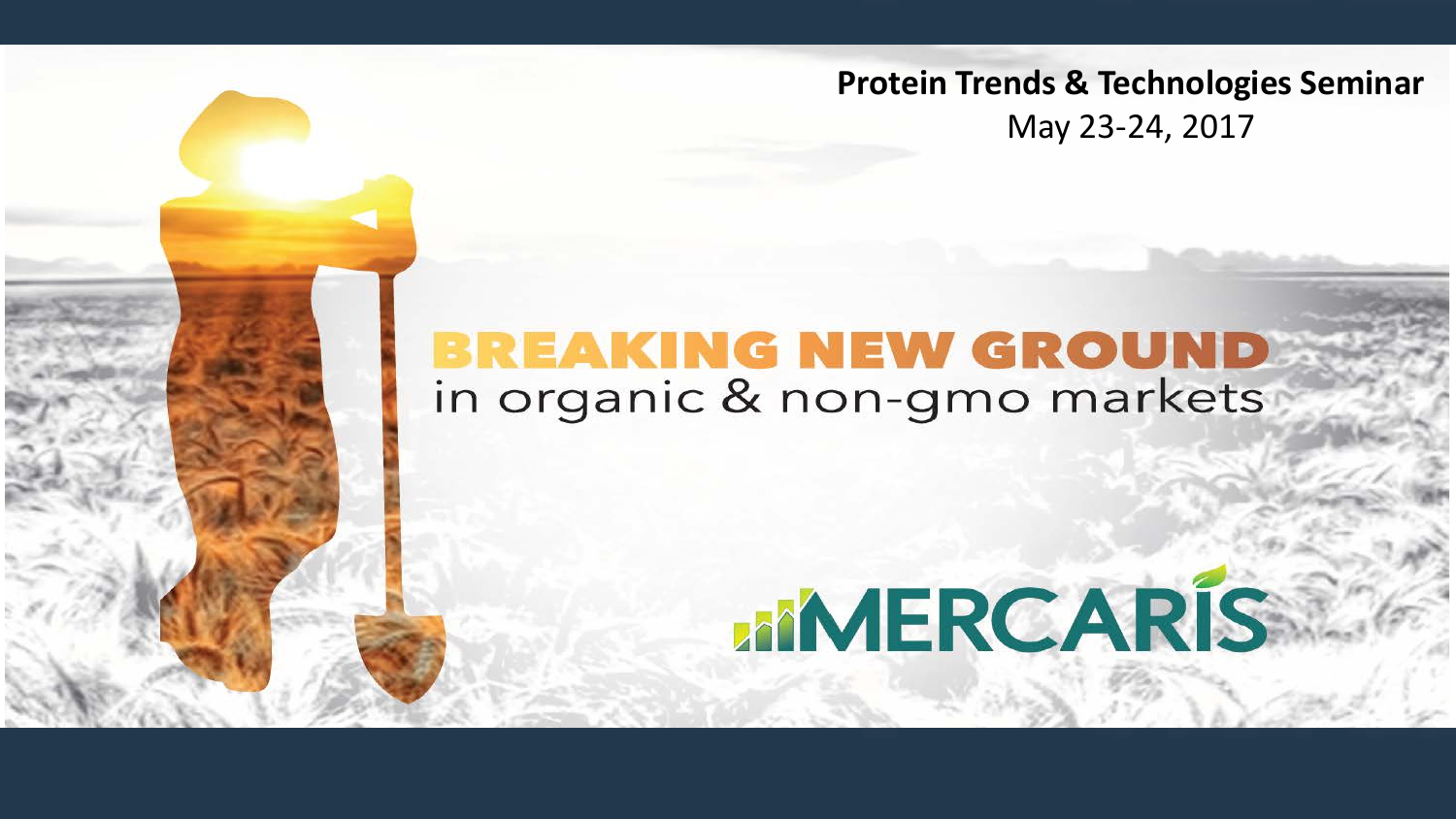**Protein Trends & Technologies Seminar**

May 23-24, 2017

# BREAKING NEW GROUND

in organic & non-gmo markets

MERCARIS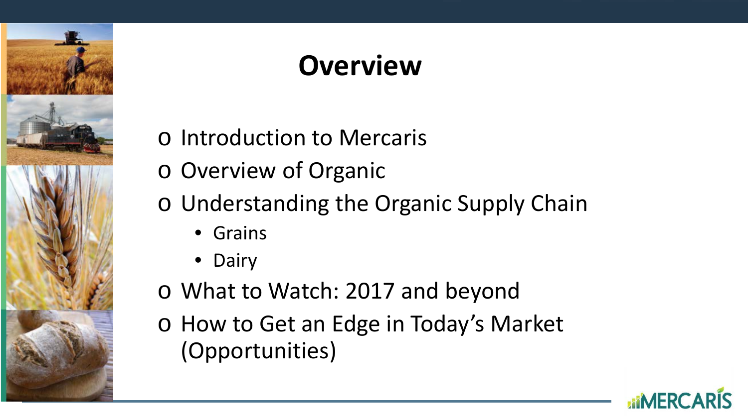# Overview

- Introduction to Mercaris
- Overview of Organic
- Understanding the Organic Supply Chain
  - Grains
  - Dairy
- What to Watch: 2017 and beyond
- How to Get an Edge in Today's Market (Opportunities)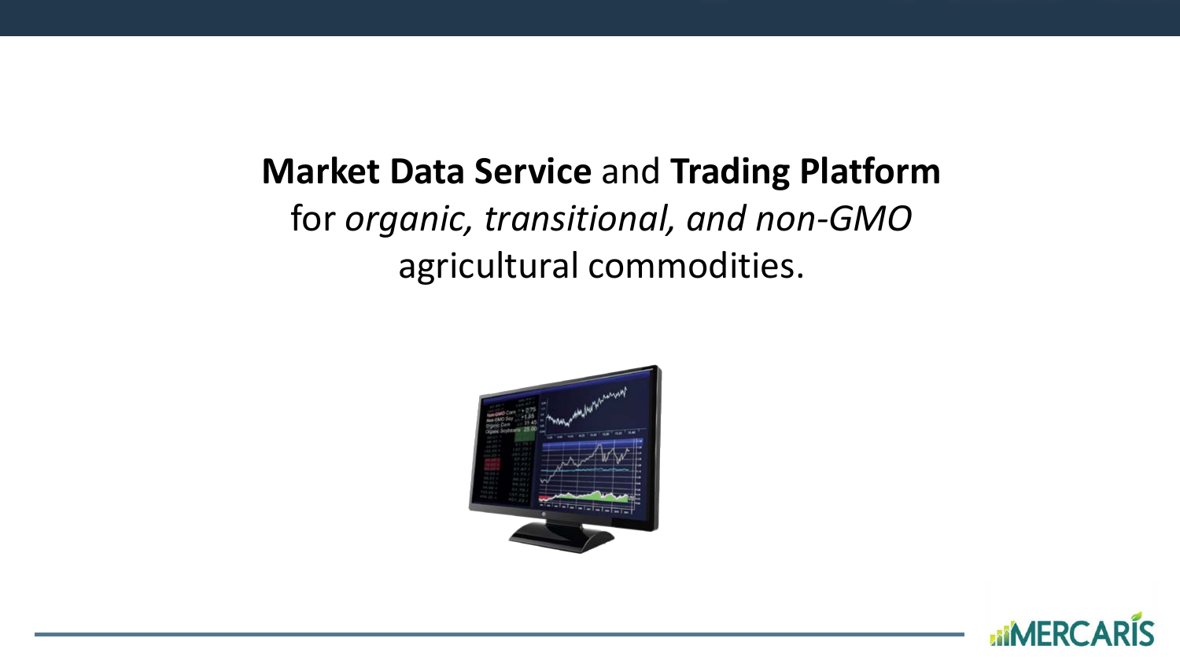**Market Data Service** and **Trading Platform** for *organic, transitional, and non-GMO* agricultural commodities.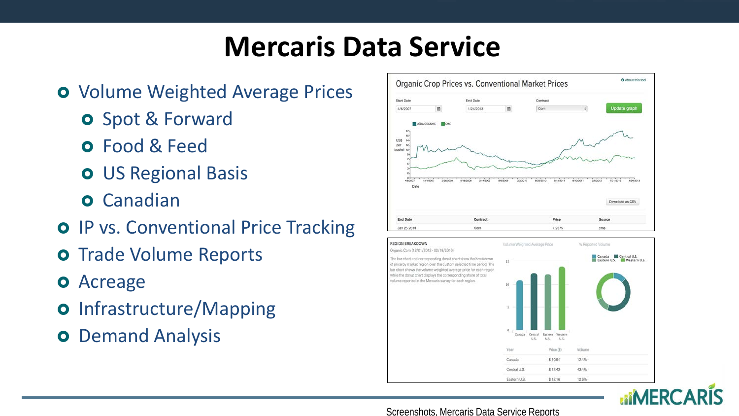# Mercaris Data Service

- Volume Weighted Average Prices
  - Spot & Forward
  - Food & Feed
  - US Regional Basis
  - Canadian
- IP vs. Conventional Price Tracking
- Trade Volume Reports
- Acreage
- Infrastructure/Mapping
- Demand Analysis

Screenshots, Mercaris Data Service Reports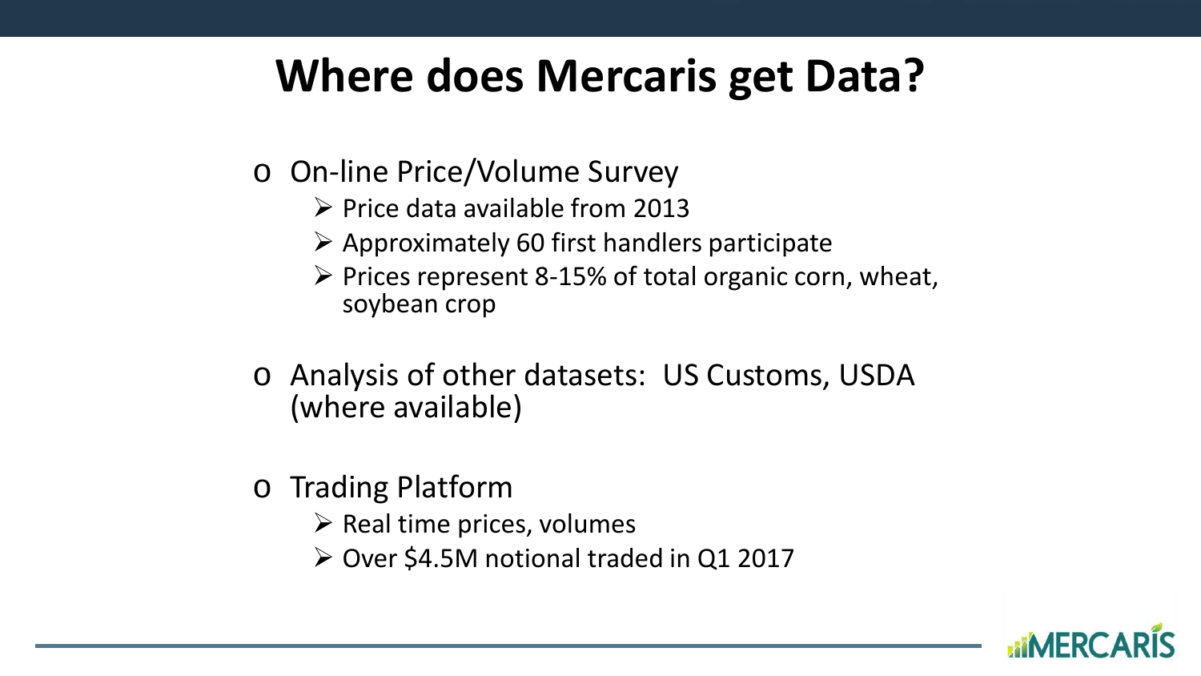# Where does Mercaris get Data?

- On-line Price/Volume Survey
  - Price data available from 2013
  - Approximately 60 first handlers participate
  - Prices represent 8-15% of total organic corn, wheat, soybean crop
- Analysis of other datasets: US Customs, USDA (where available)
- Trading Platform
  - Real time prices, volumes
  - Over $4.5M notional traded in Q1 2017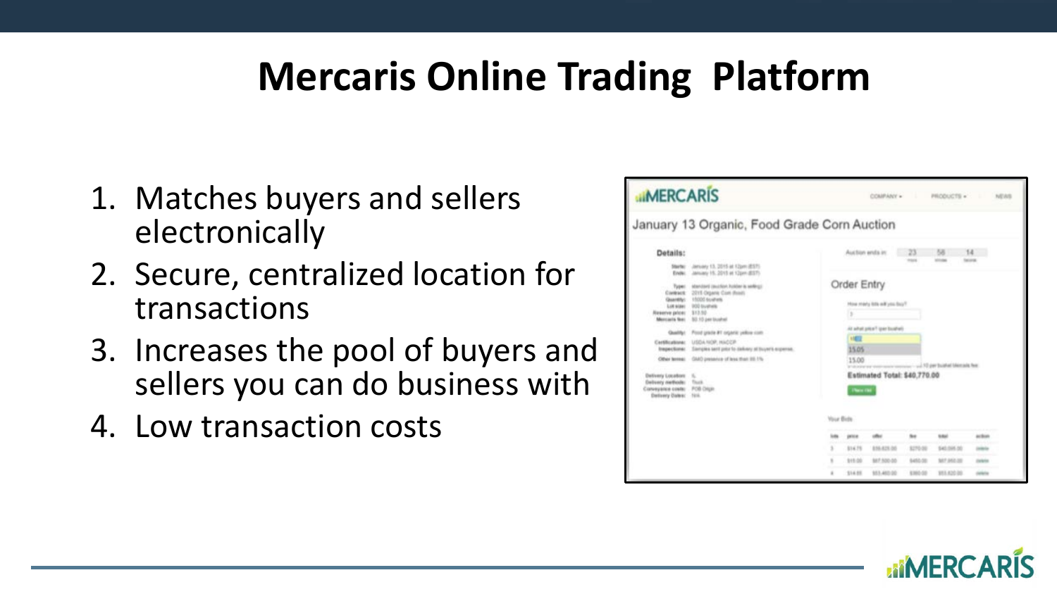# Mercaris Online Trading Platform

1. Matches buyers and sellers electronically
2. Secure, centralized location for transactions
3. Increases the pool of buyers and sellers you can do business with
4. Low transaction costs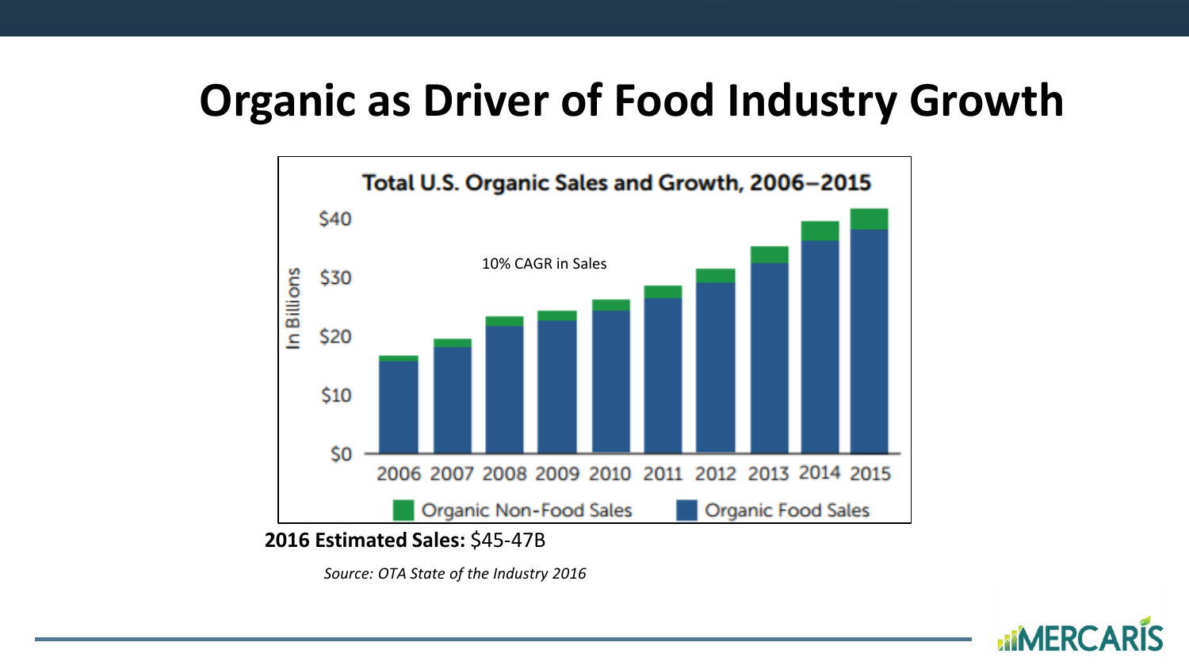# Organic as Driver of Food Industry Growth

**Total U.S. Organic Sales and Growth, 2006–2015**

10% CAGR in Sales

In Billions: $0, $10, $20, $30, $40

2006, 2007, 2008, 2009, 2010, 2011, 2012, 2013, 2014, 2015

Organic Non-Food Sales | Organic Food Sales

**2016 Estimated Sales:** $45-47B

*Source: OTA State of the Industry 2016*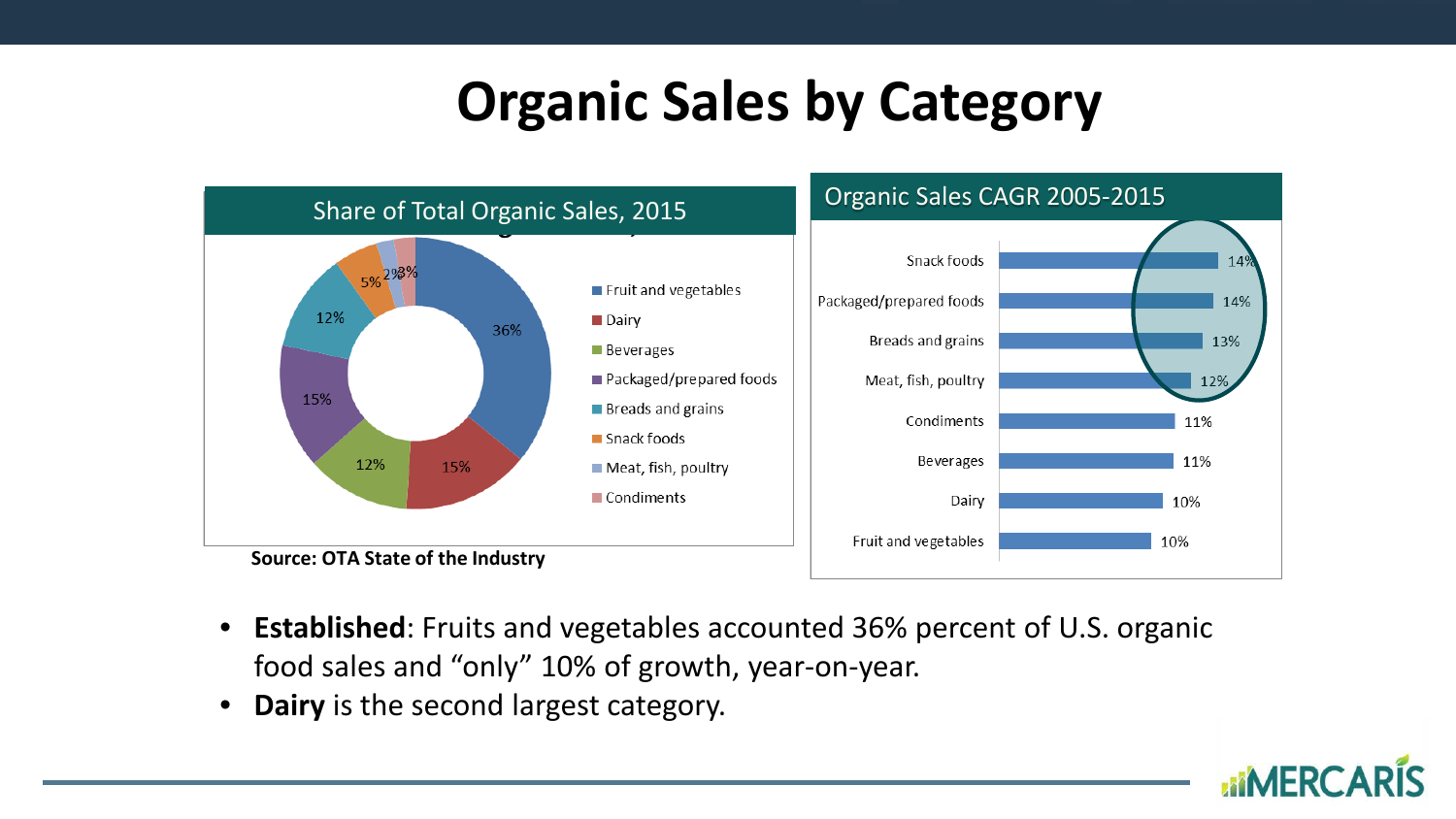# Organic Sales by Category

## Share of Total Organic Sales, 2015

| Category | Share |
|---|---|
| Fruit and vegetables | 36% |
| Dairy | 15% |
| Beverages | 12% |
| Packaged/prepared foods | 15% |
| Breads and grains | 12% |
| Snack foods | 5% |
| Meat, fish, poultry | 2% |
| Condiments | 3% |

**Source: OTA State of the Industry**

## Organic Sales CAGR 2005-2015

| Category | CAGR |
|---|---|
| Snack foods | 14% |
| Packaged/prepared foods | 14% |
| Breads and grains | 13% |
| Meat, fish, poultry | 12% |
| Condiments | 11% |
| Beverages | 11% |
| Dairy | 10% |
| Fruit and vegetables | 10% |

- **Established**: Fruits and vegetables accounted 36% percent of U.S. organic food sales and "only" 10% of growth, year-on-year.
- **Dairy** is the second largest category.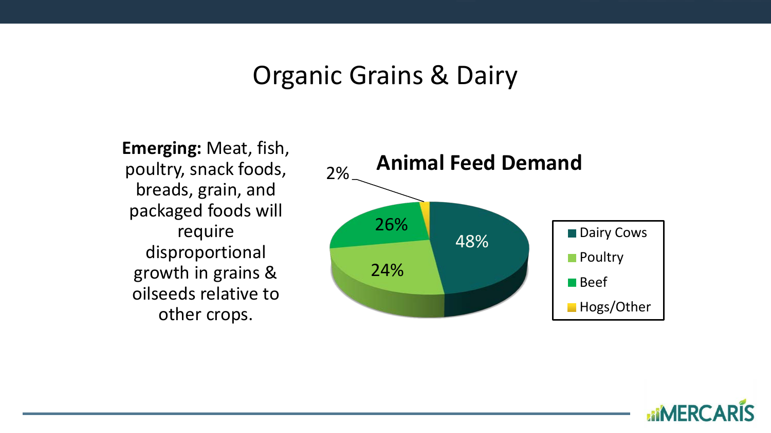# Organic Grains & Dairy

**Emerging:** Meat, fish, poultry, snack foods, breads, grain, and packaged foods will require disproportional growth in grains & oilseeds relative to other crops.

**Animal Feed Demand**

| Category | Share |
|---|---|
| Dairy Cows | 48% |
| Poultry | 24% |
| Beef | 26% |
| Hogs/Other | 2% |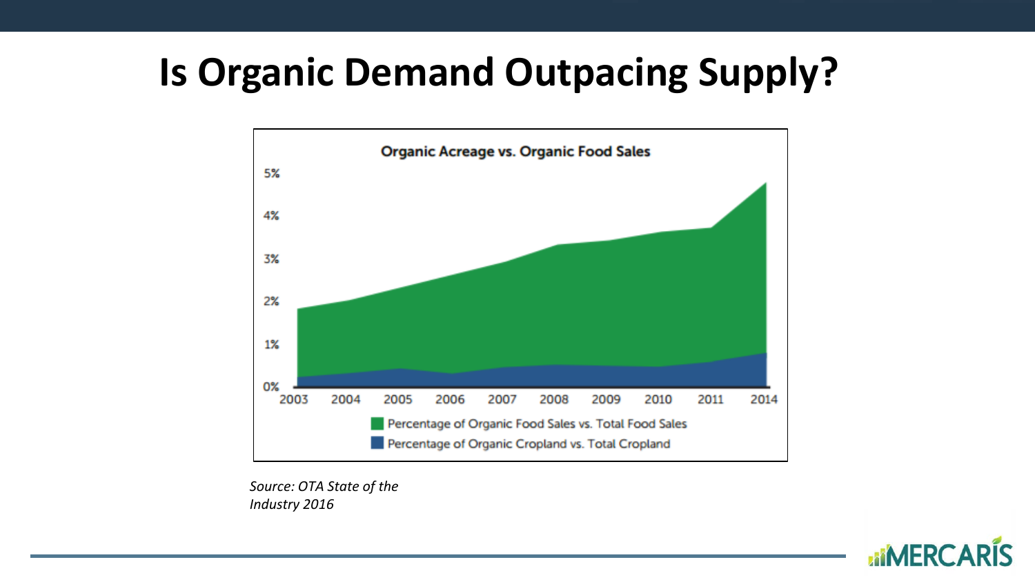# Is Organic Demand Outpacing Supply?

**Organic Acreage vs. Organic Food Sales**

- Percentage of Organic Food Sales vs. Total Food Sales
- Percentage of Organic Cropland vs. Total Cropland

*Source: OTA State of the Industry 2016*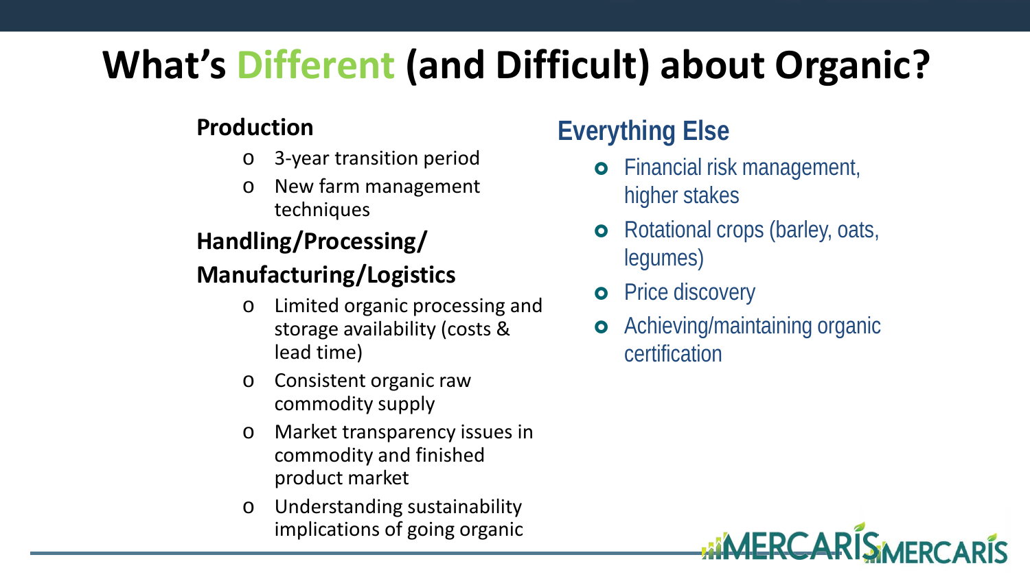# What's Different (and Difficult) about Organic?

### Production

- 3-year transition period
- New farm management techniques

### Handling/Processing/ Manufacturing/Logistics

- Limited organic processing and storage availability (costs & lead time)
- Consistent organic raw commodity supply
- Market transparency issues in commodity and finished product market
- Understanding sustainability implications of going organic

## Everything Else

- Financial risk management, higher stakes
- Rotational crops (barley, oats, legumes)
- Price discovery
- Achieving/maintaining organic certification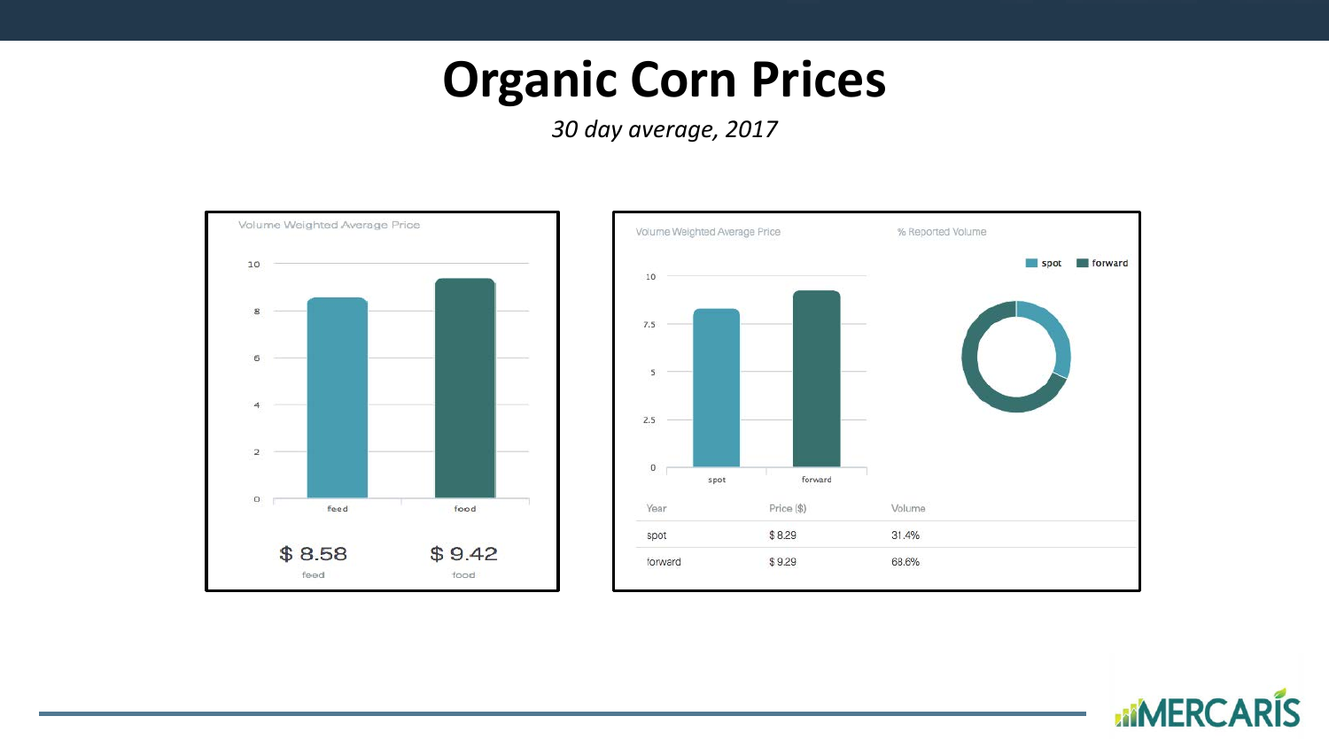# Organic Corn Prices

*30 day average, 2017*

Volume Weighted Average Price

| feed | food |
| --- | --- |
| $ 8.58 | $ 9.42 |

Volume Weighted Average Price

% Reported Volume

| Year | Price ($) | Volume |
| --- | --- | --- |
| spot | $ 8.29 | 31.4% |
| forward | $ 9.29 | 68.6% |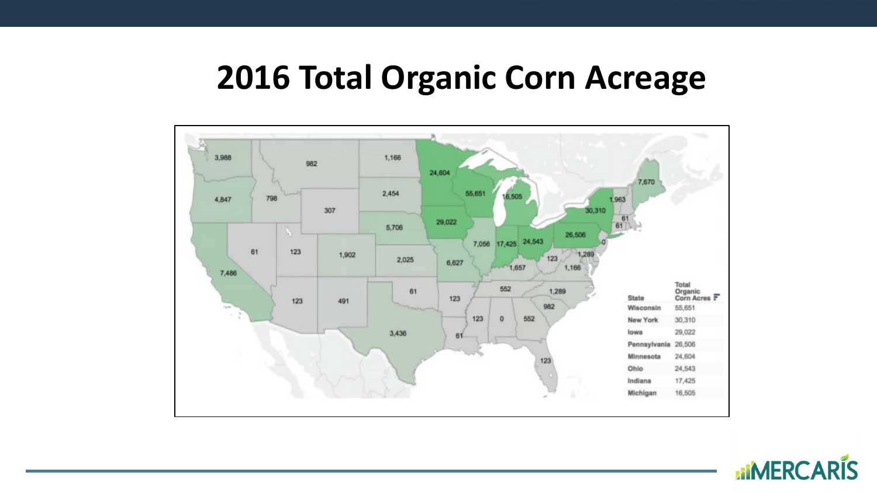# 2016 Total Organic Corn Acreage

| State | Total Organic Corn Acres |
| --- | --- |
| Wisconsin | 55,651 |
| New York | 30,310 |
| Iowa | 29,022 |
| Pennsylvania | 26,506 |
| Minnesota | 24,604 |
| Ohio | 24,543 |
| Indiana | 17,425 |
| Michigan | 16,505 |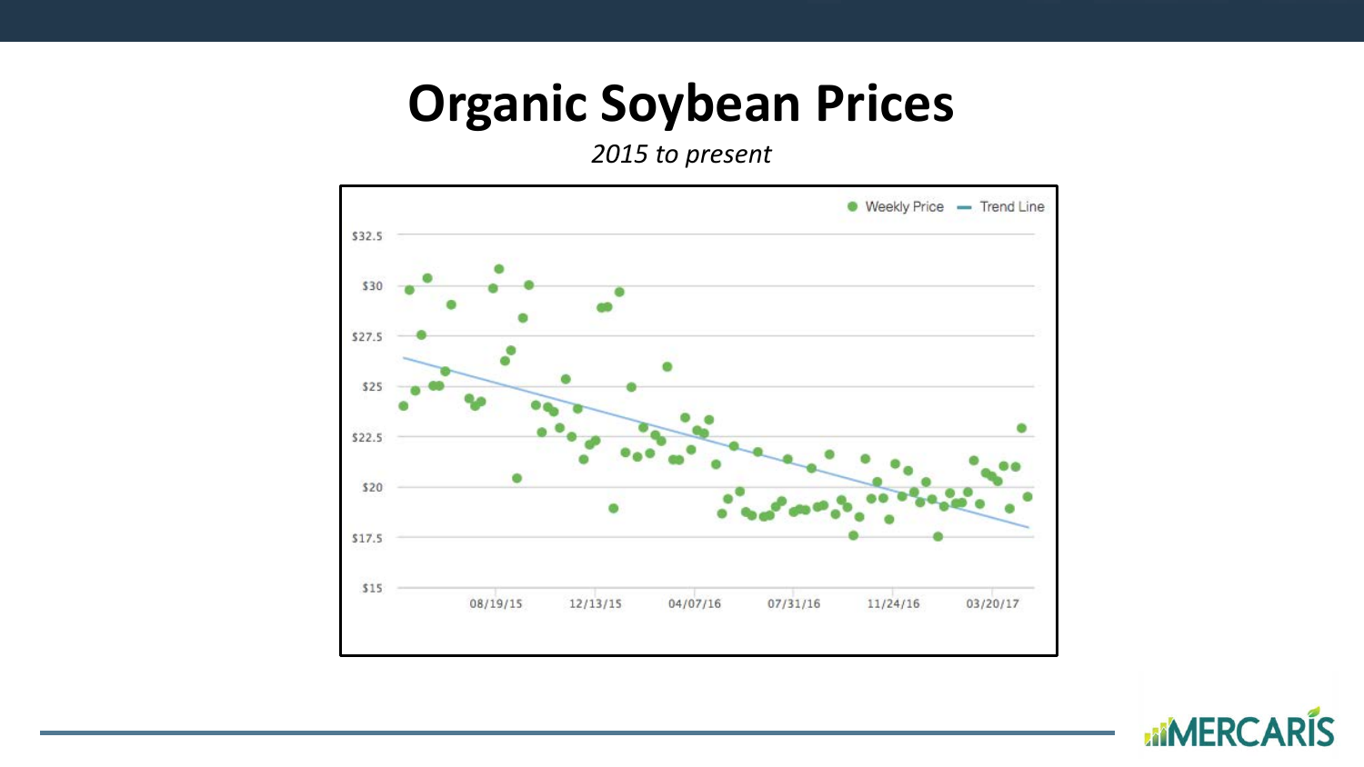# Organic Soybean Prices

*2015 to present*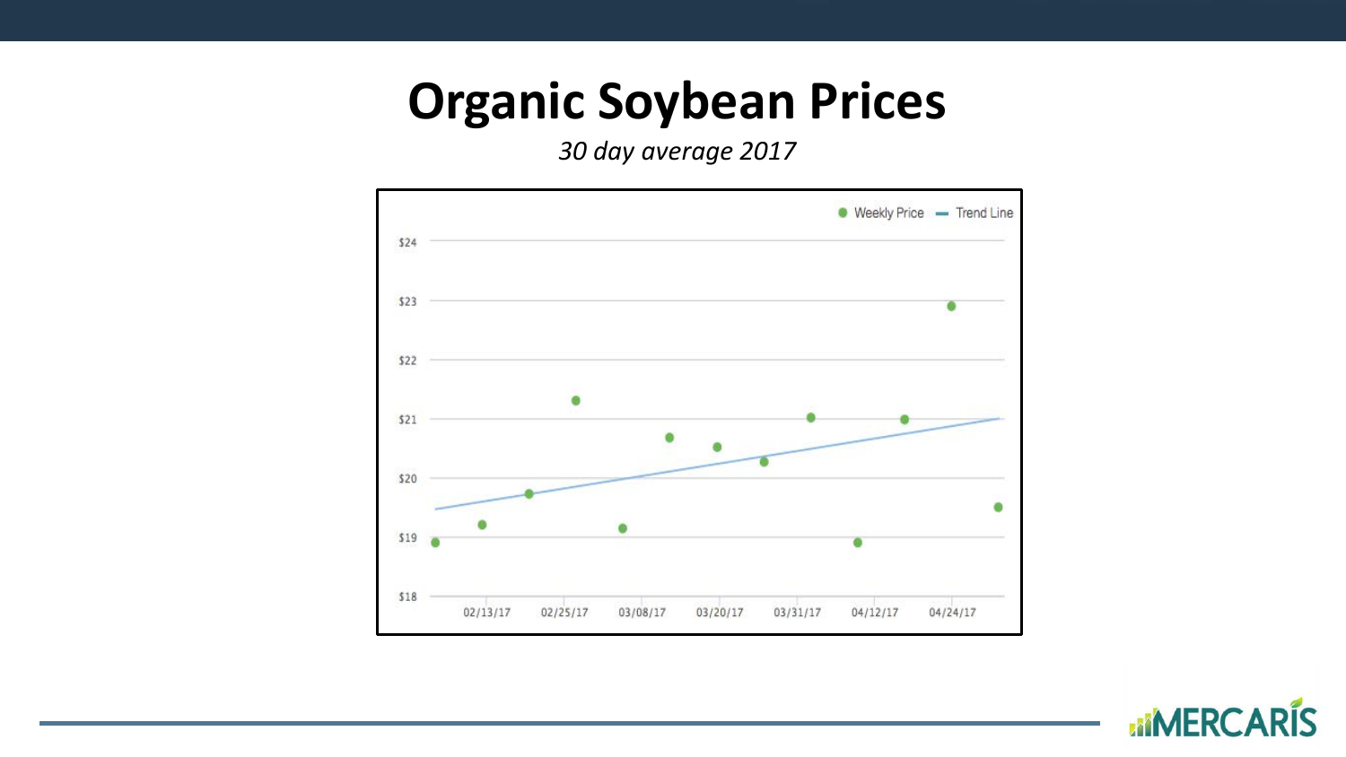# Organic Soybean Prices

*30 day average 2017*

Weekly Price — Trend Line

$24
$23
$22
$21
$20
$19
$18

02/13/17 02/25/17 03/08/17 03/20/17 03/31/17 04/12/17 04/24/17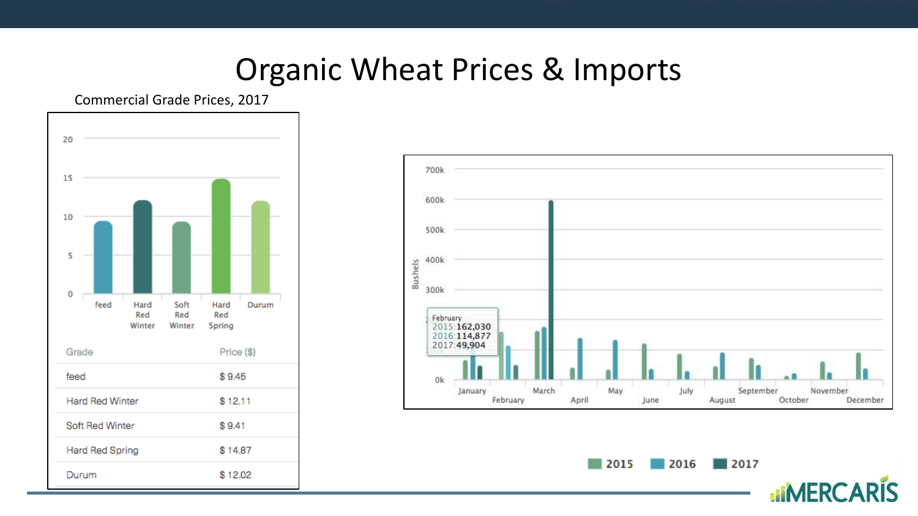# Organic Wheat Prices & Imports

Commercial Grade Prices, 2017

| Grade | Price ($) |
| --- | --- |
| feed | $ 9.45 |
| Hard Red Winter | $ 12.11 |
| Soft Red Winter | $ 9.41 |
| Hard Red Spring | $ 14.87 |
| Durum | $ 12.02 |

February
2015: 162,030
2016: 114,877
2017: 49,904

2015 2016 2017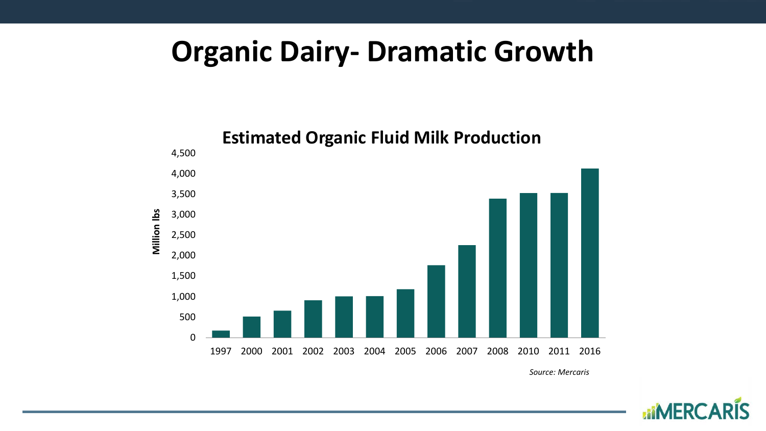# Organic Dairy- Dramatic Growth

**Estimated Organic Fluid Milk Production**

Million lbs

| Year | Million lbs (approx.) |
|---|---|
| 1997 | 170 |
| 2000 | 510 |
| 2001 | 660 |
| 2002 | 910 |
| 2003 | 1,010 |
| 2004 | 1,010 |
| 2005 | 1,180 |
| 2006 | 1,770 |
| 2007 | 2,260 |
| 2008 | 3,390 |
| 2010 | 3,530 |
| 2011 | 3,530 |
| 2016 | 4,130 |

*Source: Mercaris*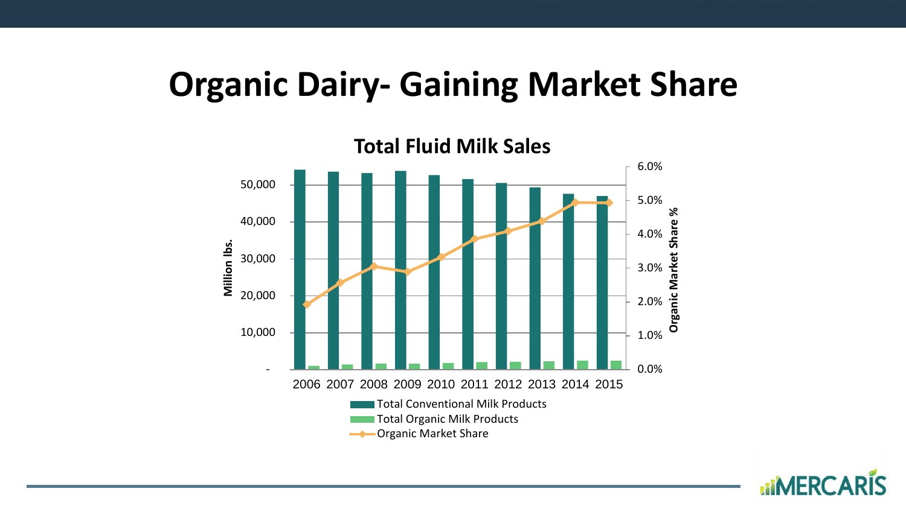# Organic Dairy- Gaining Market Share

**Total Fluid Milk Sales**

Million lbs.: 50,000; 40,000; 30,000; 20,000; 10,000; -

Organic Market Share %: 6.0%; 5.0%; 4.0%; 3.0%; 2.0%; 1.0%; 0.0%

2006 2007 2008 2009 2010 2011 2012 2013 2014 2015

- Total Conventional Milk Products
- Total Organic Milk Products
- Organic Market Share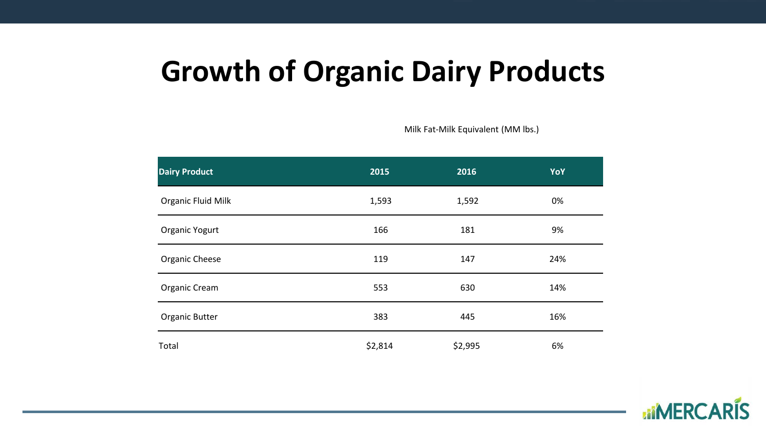# Growth of Organic Dairy Products

Milk Fat-Milk Equivalent (MM lbs.)

| Dairy Product | 2015 | 2016 | YoY |
|---|---|---|---|
| Organic Fluid Milk | 1,593 | 1,592 | 0% |
| Organic Yogurt | 166 | 181 | 9% |
| Organic Cheese | 119 | 147 | 24% |
| Organic Cream | 553 | 630 | 14% |
| Organic Butter | 383 | 445 | 16% |
| Total | $2,814 | $2,995 | 6% |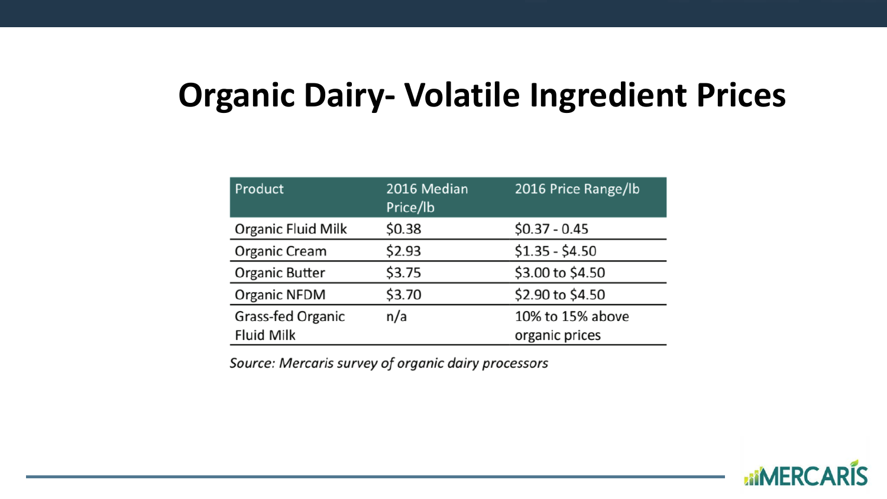# Organic Dairy- Volatile Ingredient Prices

| Product | 2016 Median Price/lb | 2016 Price Range/lb |
|---|---|---|
| Organic Fluid Milk | $0.38 | $0.37 - 0.45 |
| Organic Cream | $2.93 | $1.35 - $4.50 |
| Organic Butter | $3.75 | $3.00 to $4.50 |
| Organic NFDM | $3.70 | $2.90 to $4.50 |
| Grass-fed Organic Fluid Milk | n/a | 10% to 15% above organic prices |

*Source: Mercaris survey of organic dairy processors*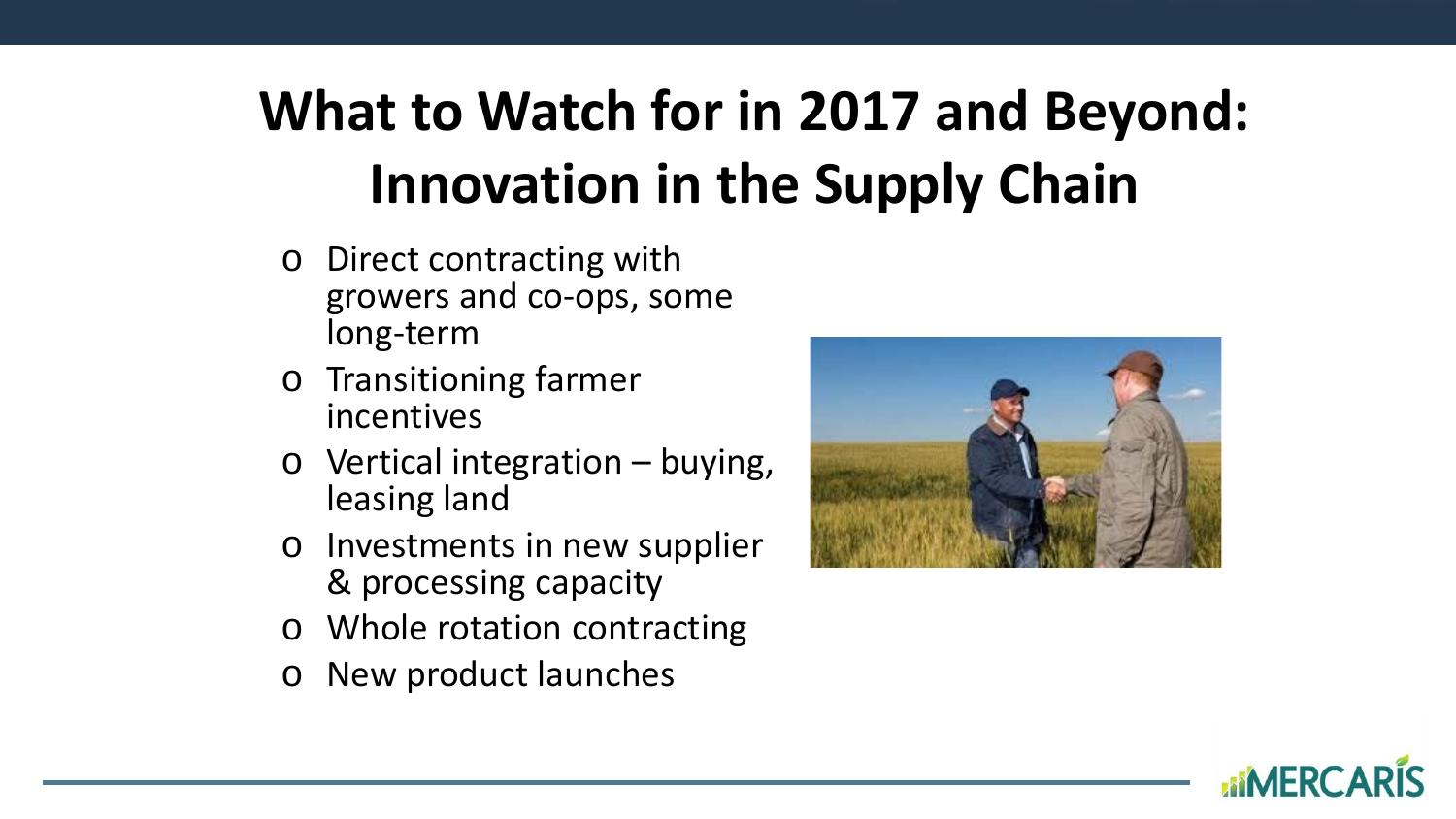# What to Watch for in 2017 and Beyond: Innovation in the Supply Chain

- Direct contracting with growers and co-ops, some long-term
- Transitioning farmer incentives
- Vertical integration – buying, leasing land
- Investments in new supplier & processing capacity
- Whole rotation contracting
- New product launches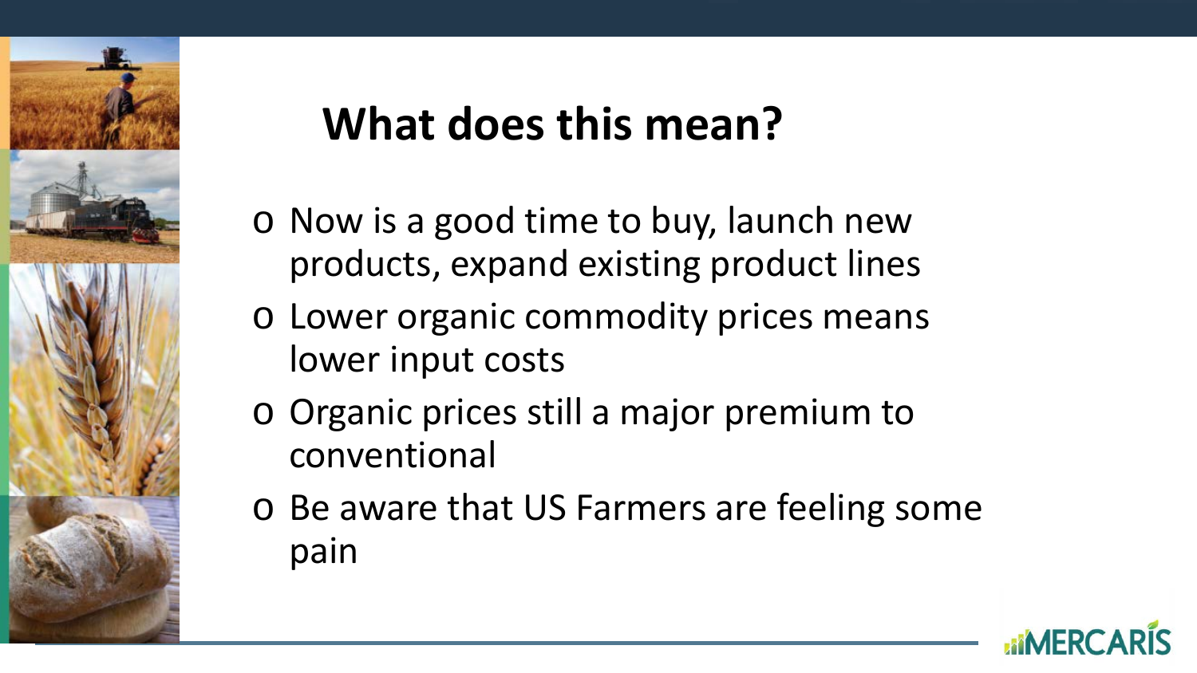# What does this mean?

- Now is a good time to buy, launch new products, expand existing product lines
- Lower organic commodity prices means lower input costs
- Organic prices still a major premium to conventional
- Be aware that US Farmers are feeling some pain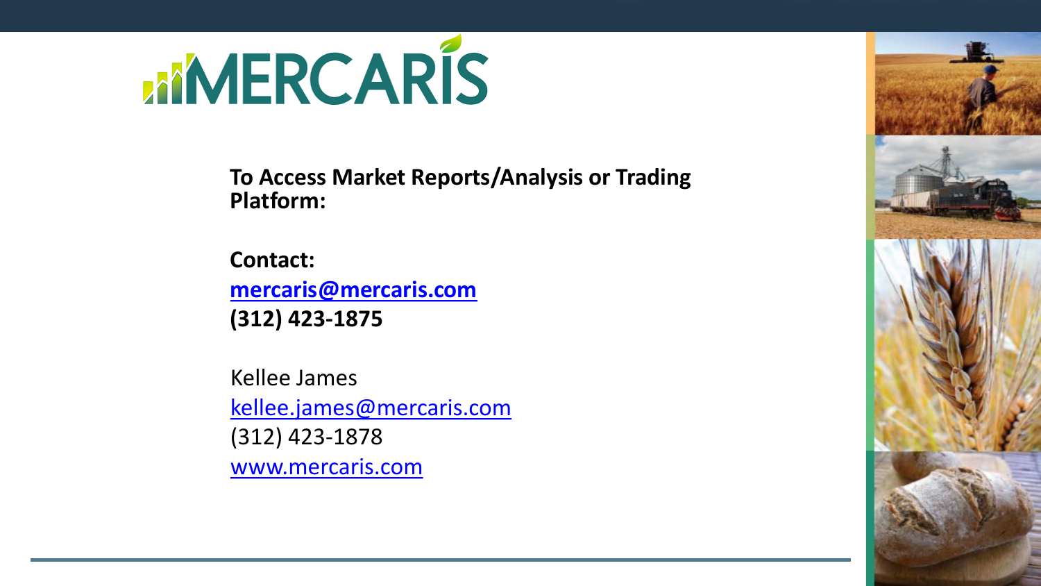MERCARIS

**To Access Market Reports/Analysis or Trading Platform:**

**Contact:**

**mercaris@mercaris.com**

**(312) 423-1875**

Kellee James

kellee.james@mercaris.com

(312) 423-1878

www.mercaris.com